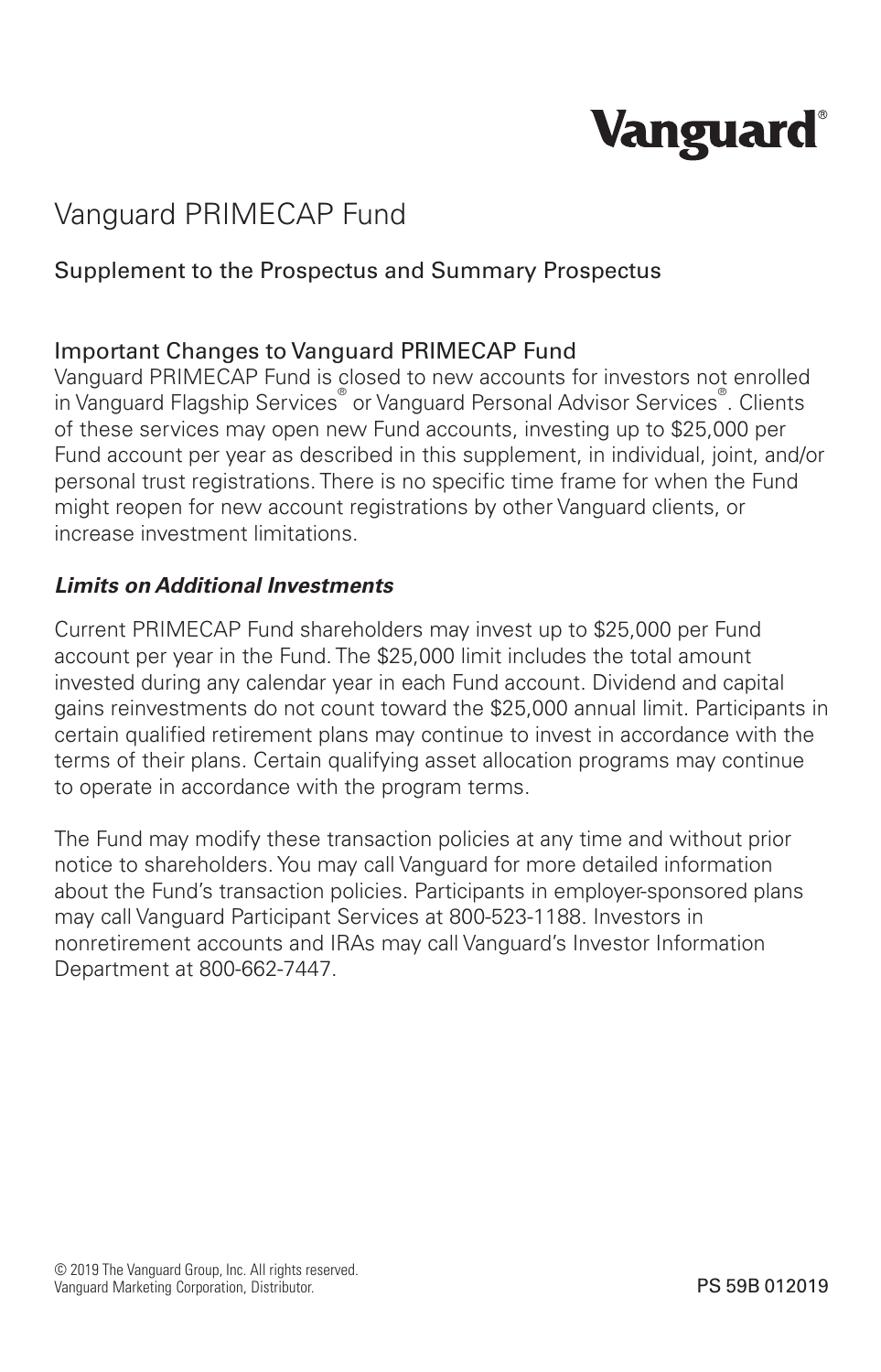# Vanguard PRIMECAP Fund

## Supplement to the Prospectus and Summary Prospectus

### Important Changes to Vanguard PRIMECAP Fund

Vanguard PRIMECAP Fund is closed to new accounts for investors not enrolled in Vanguard Flagship Services® or Vanguard Personal Advisor Services®. Clients of these services may open new Fund accounts, investing up to $25,000 per Fund account per year as described in this supplement, in individual, joint, and/or personal trust registrations. There is no specific time frame for when the Fund might reopen for new account registrations by other Vanguard clients, or increase investment limitations.

***Limits on Additional Investments***

Current PRIMECAP Fund shareholders may invest up to $25,000 per Fund account per year in the Fund. The $25,000 limit includes the total amount invested during any calendar year in each Fund account. Dividend and capital gains reinvestments do not count toward the $25,000 annual limit. Participants in certain qualified retirement plans may continue to invest in accordance with the terms of their plans. Certain qualifying asset allocation programs may continue to operate in accordance with the program terms.

The Fund may modify these transaction policies at any time and without prior notice to shareholders. You may call Vanguard for more detailed information about the Fund's transaction policies. Participants in employer-sponsored plans may call Vanguard Participant Services at 800-523-1188. Investors in nonretirement accounts and IRAs may call Vanguard's Investor Information Department at 800-662-7447.

© 2019 The Vanguard Group, Inc. All rights reserved.
Vanguard Marketing Corporation, Distributor.

PS 59B 012019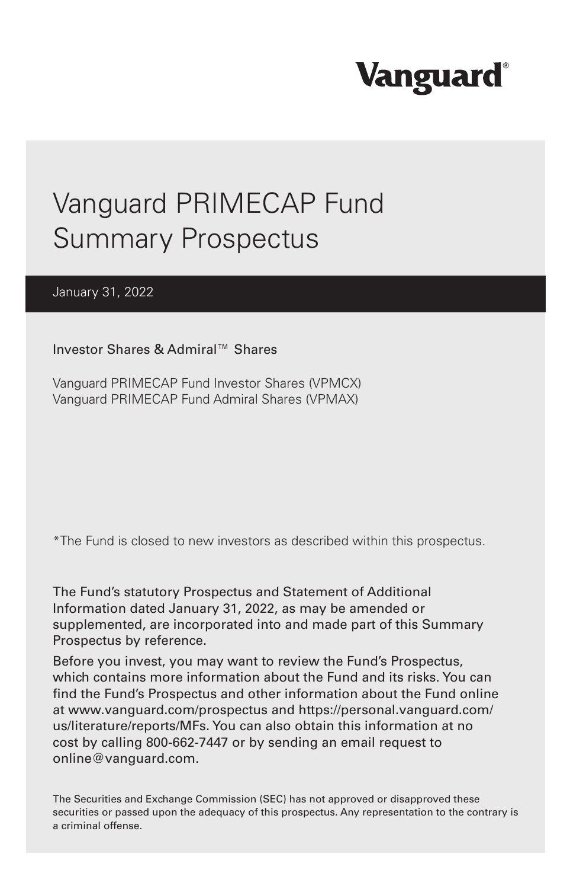# Vanguard

# Vanguard PRIMECAP Fund Summary Prospectus

January 31, 2022

Investor Shares & Admiral™ Shares

Vanguard PRIMECAP Fund Investor Shares (VPMCX)
Vanguard PRIMECAP Fund Admiral Shares (VPMAX)

*The Fund is closed to new investors as described within this prospectus.

The Fund's statutory Prospectus and Statement of Additional Information dated January 31, 2022, as may be amended or supplemented, are incorporated into and made part of this Summary Prospectus by reference.

Before you invest, you may want to review the Fund's Prospectus, which contains more information about the Fund and its risks. You can find the Fund's Prospectus and other information about the Fund online at www.vanguard.com/prospectus and https://personal.vanguard.com/us/literature/reports/MFs. You can also obtain this information at no cost by calling 800-662-7447 or by sending an email request to online@vanguard.com.

The Securities and Exchange Commission (SEC) has not approved or disapproved these securities or passed upon the adequacy of this prospectus. Any representation to the contrary is a criminal offense.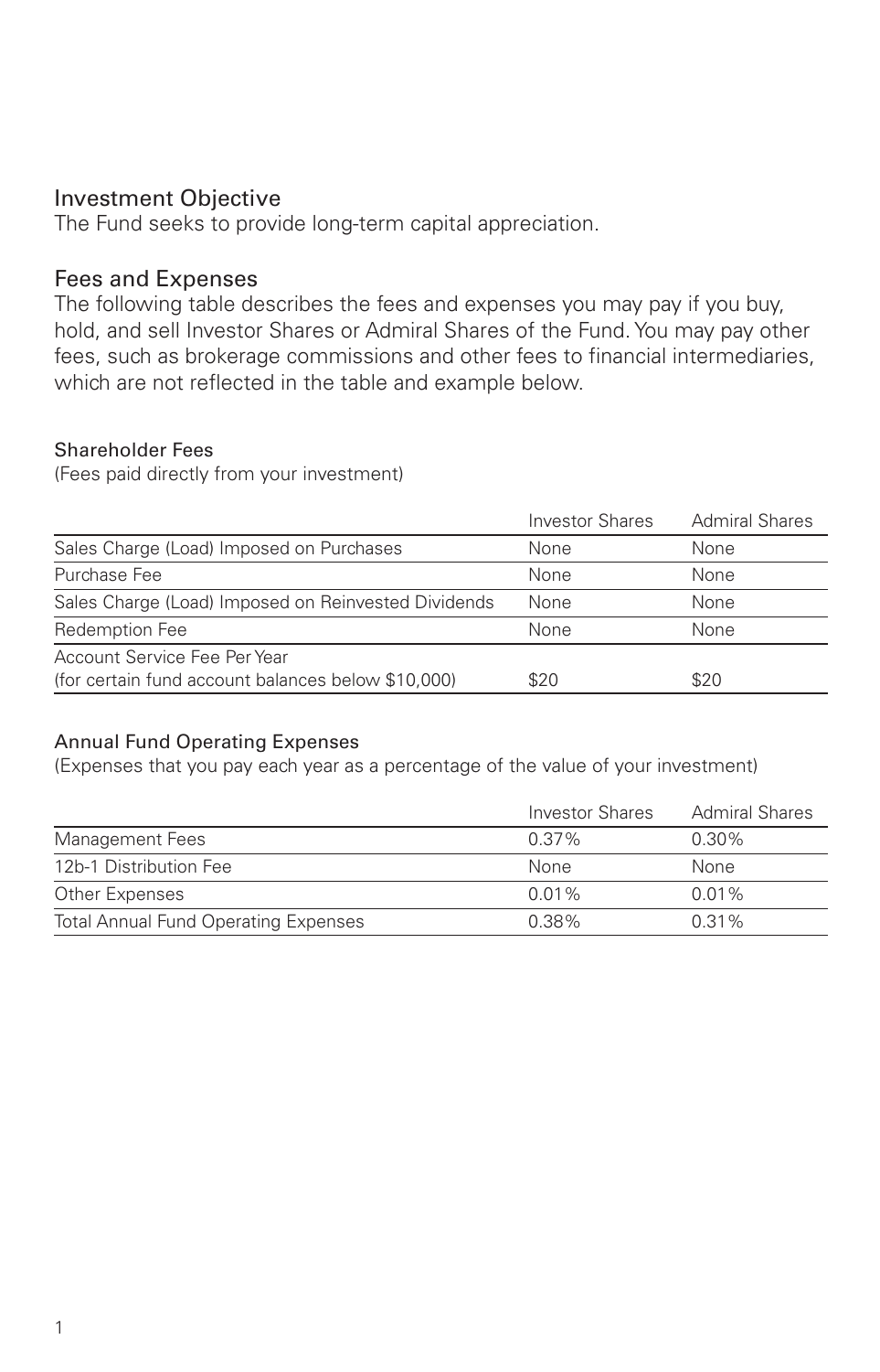## Investment Objective

The Fund seeks to provide long-term capital appreciation.

## Fees and Expenses

The following table describes the fees and expenses you may pay if you buy, hold, and sell Investor Shares or Admiral Shares of the Fund. You may pay other fees, such as brokerage commissions and other fees to financial intermediaries, which are not reflected in the table and example below.

### Shareholder Fees

(Fees paid directly from your investment)

| | Investor Shares | Admiral Shares |
|---|---|---|
| Sales Charge (Load) Imposed on Purchases | None | None |
| Purchase Fee | None | None |
| Sales Charge (Load) Imposed on Reinvested Dividends | None | None |
| Redemption Fee | None | None |
| Account Service Fee Per Year (for certain fund account balances below $10,000) | $20 | $20 |

### Annual Fund Operating Expenses

(Expenses that you pay each year as a percentage of the value of your investment)

| | Investor Shares | Admiral Shares |
|---|---|---|
| Management Fees | 0.37% | 0.30% |
| 12b-1 Distribution Fee | None | None |
| Other Expenses | 0.01% | 0.01% |
| Total Annual Fund Operating Expenses | 0.38% | 0.31% |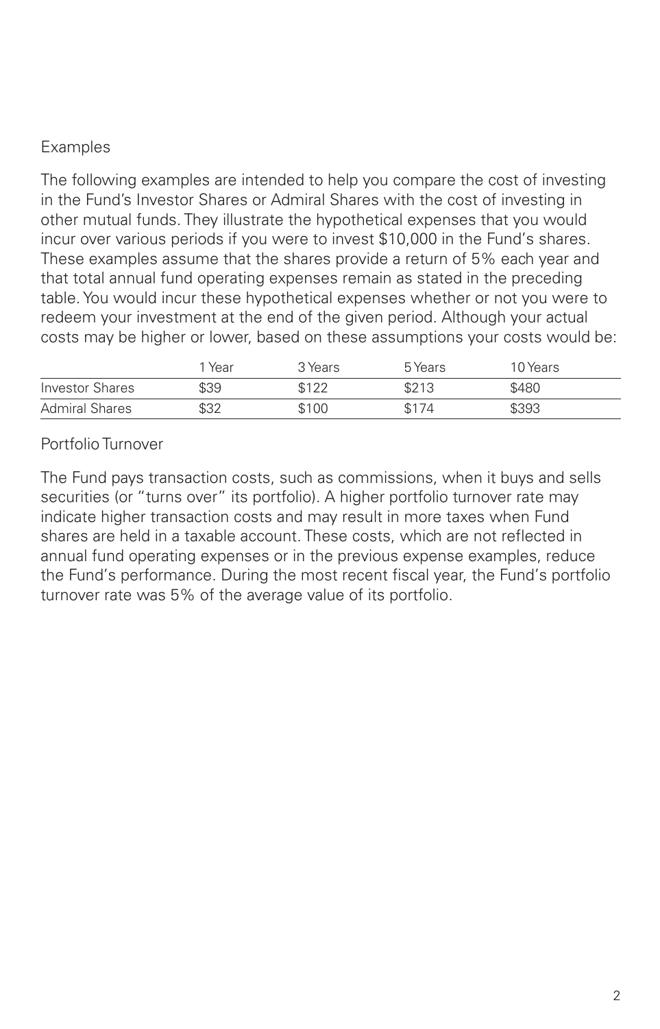## Examples

The following examples are intended to help you compare the cost of investing in the Fund's Investor Shares or Admiral Shares with the cost of investing in other mutual funds. They illustrate the hypothetical expenses that you would incur over various periods if you were to invest $10,000 in the Fund's shares. These examples assume that the shares provide a return of 5% each year and that total annual fund operating expenses remain as stated in the preceding table. You would incur these hypothetical expenses whether or not you were to redeem your investment at the end of the given period. Although your actual costs may be higher or lower, based on these assumptions your costs would be:

| | 1 Year | 3 Years | 5 Years | 10 Years |
|---|---|---|---|---|
| Investor Shares | $39 | $122 | $213 | $480 |
| Admiral Shares | $32 | $100 | $174 | $393 |

## Portfolio Turnover

The Fund pays transaction costs, such as commissions, when it buys and sells securities (or "turns over" its portfolio). A higher portfolio turnover rate may indicate higher transaction costs and may result in more taxes when Fund shares are held in a taxable account. These costs, which are not reflected in annual fund operating expenses or in the previous expense examples, reduce the Fund's performance. During the most recent fiscal year, the Fund's portfolio turnover rate was 5% of the average value of its portfolio.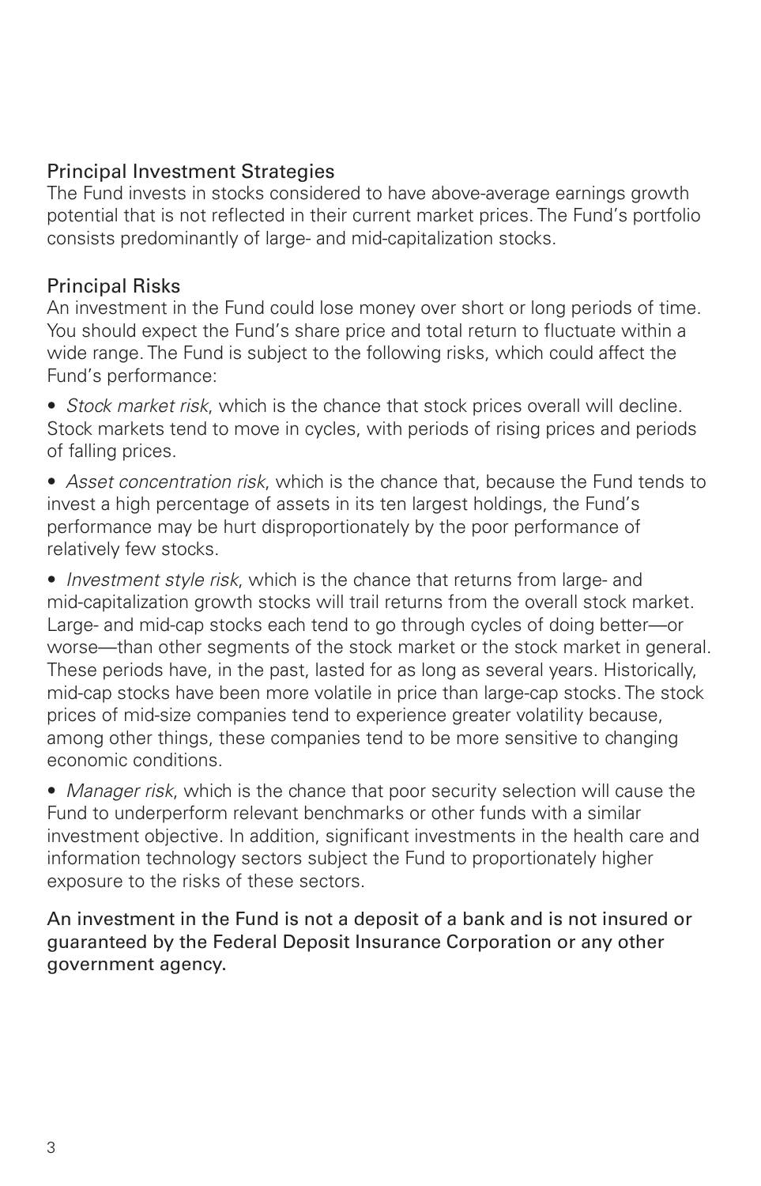## Principal Investment Strategies

The Fund invests in stocks considered to have above-average earnings growth potential that is not reflected in their current market prices. The Fund's portfolio consists predominantly of large- and mid-capitalization stocks.

## Principal Risks

An investment in the Fund could lose money over short or long periods of time. You should expect the Fund's share price and total return to fluctuate within a wide range. The Fund is subject to the following risks, which could affect the Fund's performance:

- *Stock market risk*, which is the chance that stock prices overall will decline. Stock markets tend to move in cycles, with periods of rising prices and periods of falling prices.
- *Asset concentration risk*, which is the chance that, because the Fund tends to invest a high percentage of assets in its ten largest holdings, the Fund's performance may be hurt disproportionately by the poor performance of relatively few stocks.
- *Investment style risk*, which is the chance that returns from large- and mid-capitalization growth stocks will trail returns from the overall stock market. Large- and mid-cap stocks each tend to go through cycles of doing better—or worse—than other segments of the stock market or the stock market in general. These periods have, in the past, lasted for as long as several years. Historically, mid-cap stocks have been more volatile in price than large-cap stocks. The stock prices of mid-size companies tend to experience greater volatility because, among other things, these companies tend to be more sensitive to changing economic conditions.
- *Manager risk*, which is the chance that poor security selection will cause the Fund to underperform relevant benchmarks or other funds with a similar investment objective. In addition, significant investments in the health care and information technology sectors subject the Fund to proportionately higher exposure to the risks of these sectors.

An investment in the Fund is not a deposit of a bank and is not insured or guaranteed by the Federal Deposit Insurance Corporation or any other government agency.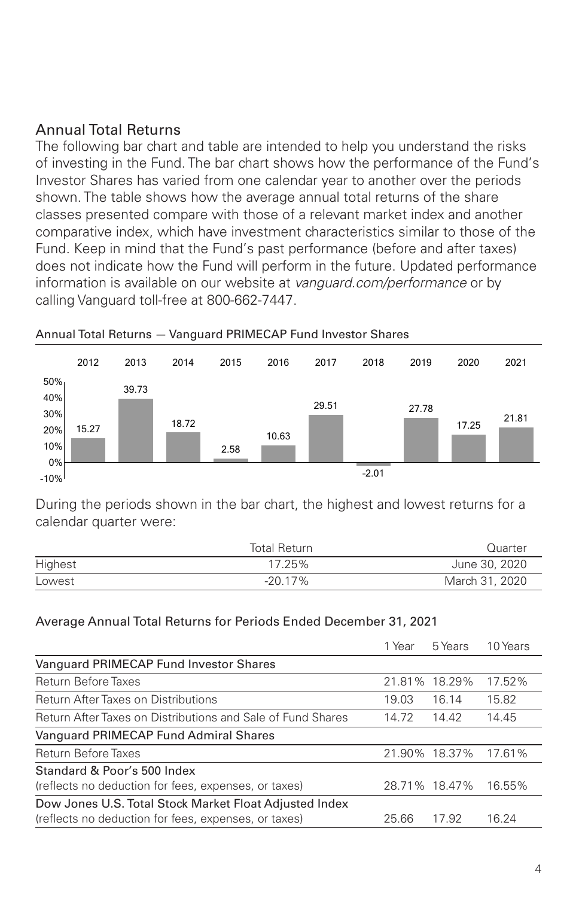## Annual Total Returns

The following bar chart and table are intended to help you understand the risks of investing in the Fund. The bar chart shows how the performance of the Fund's Investor Shares has varied from one calendar year to another over the periods shown. The table shows how the average annual total returns of the share classes presented compare with those of a relevant market index and another comparative index, which have investment characteristics similar to those of the Fund. Keep in mind that the Fund's past performance (before and after taxes) does not indicate how the Fund will perform in the future. Updated performance information is available on our website at *vanguard.com/performance* or by calling Vanguard toll-free at 800-662-7447.

Annual Total Returns — Vanguard PRIMECAP Fund Investor Shares

| 2012 | 2013 | 2014 | 2015 | 2016 | 2017 | 2018 | 2019 | 2020 | 2021 |
|---|---|---|---|---|---|---|---|---|---|
| 15.27 | 39.73 | 18.72 | 2.58 | 10.63 | 29.51 | -2.01 | 27.78 | 17.25 | 21.81 |

During the periods shown in the bar chart, the highest and lowest returns for a calendar quarter were:

| | Total Return | Quarter |
|---|---|---|
| Highest | 17.25% | June 30, 2020 |
| Lowest | -20.17% | March 31, 2020 |

Average Annual Total Returns for Periods Ended December 31, 2021

| | 1 Year | 5 Years | 10 Years |
|---|---|---|---|
| **Vanguard PRIMECAP Fund Investor Shares** | | | |
| Return Before Taxes | 21.81% | 18.29% | 17.52% |
| Return After Taxes on Distributions | 19.03 | 16.14 | 15.82 |
| Return After Taxes on Distributions and Sale of Fund Shares | 14.72 | 14.42 | 14.45 |
| **Vanguard PRIMECAP Fund Admiral Shares** | | | |
| Return Before Taxes | 21.90% | 18.37% | 17.61% |
| **Standard & Poor's 500 Index** (reflects no deduction for fees, expenses, or taxes) | 28.71% | 18.47% | 16.55% |
| **Dow Jones U.S. Total Stock Market Float Adjusted Index** (reflects no deduction for fees, expenses, or taxes) | 25.66 | 17.92 | 16.24 |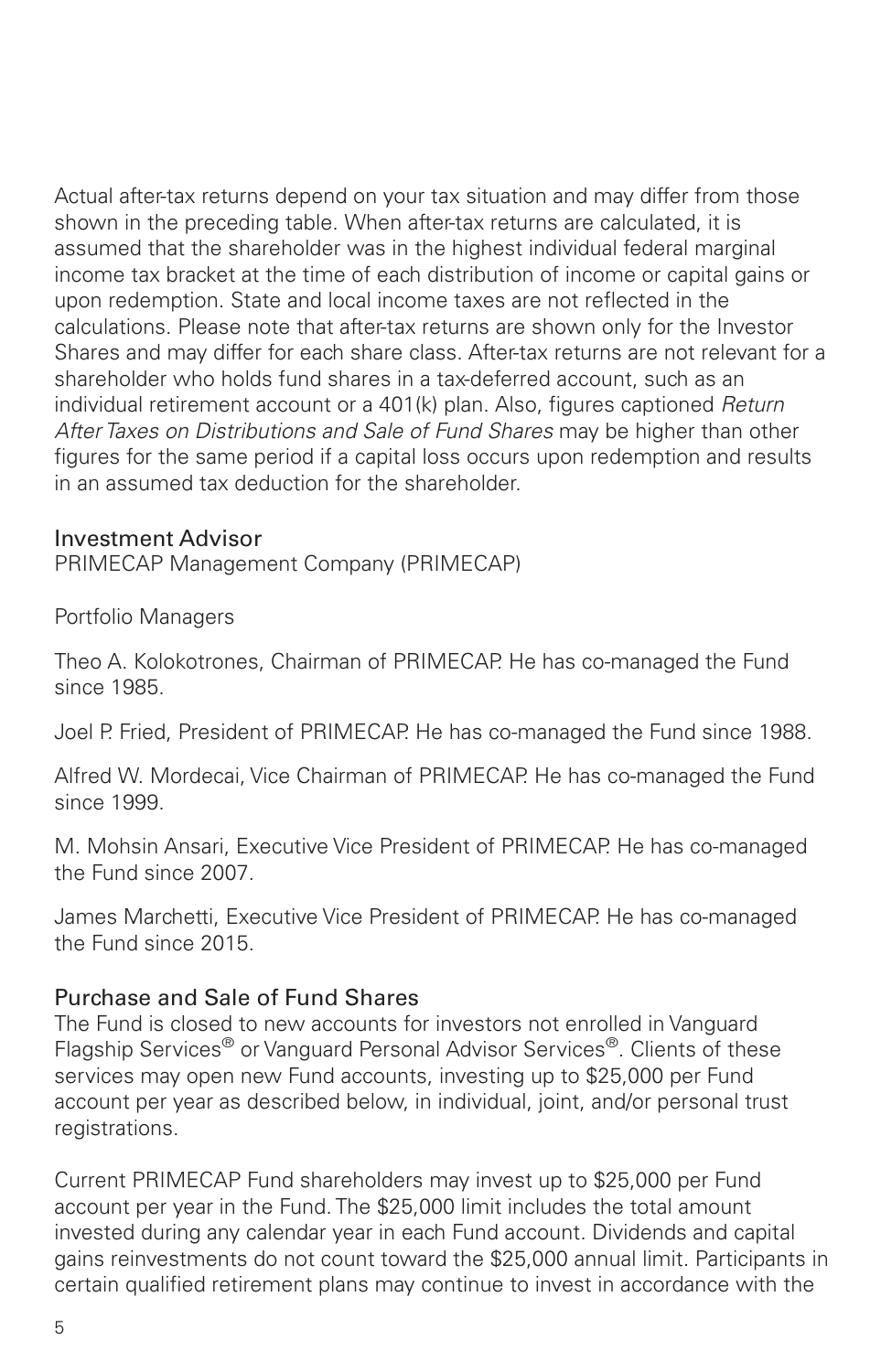Actual after-tax returns depend on your tax situation and may differ from those shown in the preceding table. When after-tax returns are calculated, it is assumed that the shareholder was in the highest individual federal marginal income tax bracket at the time of each distribution of income or capital gains or upon redemption. State and local income taxes are not reflected in the calculations. Please note that after-tax returns are shown only for the Investor Shares and may differ for each share class. After-tax returns are not relevant for a shareholder who holds fund shares in a tax-deferred account, such as an individual retirement account or a 401(k) plan. Also, figures captioned *Return After Taxes on Distributions and Sale of Fund Shares* may be higher than other figures for the same period if a capital loss occurs upon redemption and results in an assumed tax deduction for the shareholder.

## Investment Advisor

PRIMECAP Management Company (PRIMECAP)

Portfolio Managers

Theo A. Kolokotrones, Chairman of PRIMECAP. He has co-managed the Fund since 1985.

Joel P. Fried, President of PRIMECAP. He has co-managed the Fund since 1988.

Alfred W. Mordecai, Vice Chairman of PRIMECAP. He has co-managed the Fund since 1999.

M. Mohsin Ansari, Executive Vice President of PRIMECAP. He has co-managed the Fund since 2007.

James Marchetti, Executive Vice President of PRIMECAP. He has co-managed the Fund since 2015.

## Purchase and Sale of Fund Shares

The Fund is closed to new accounts for investors not enrolled in Vanguard Flagship Services® or Vanguard Personal Advisor Services®. Clients of these services may open new Fund accounts, investing up to $25,000 per Fund account per year as described below, in individual, joint, and/or personal trust registrations.

Current PRIMECAP Fund shareholders may invest up to $25,000 per Fund account per year in the Fund. The $25,000 limit includes the total amount invested during any calendar year in each Fund account. Dividends and capital gains reinvestments do not count toward the $25,000 annual limit. Participants in certain qualified retirement plans may continue to invest in accordance with the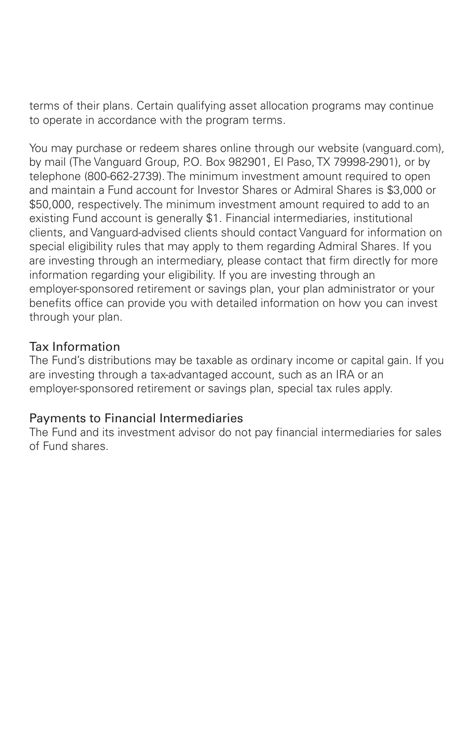terms of their plans. Certain qualifying asset allocation programs may continue to operate in accordance with the program terms.

You may purchase or redeem shares online through our website (vanguard.com), by mail (The Vanguard Group, P.O. Box 982901, El Paso, TX 79998-2901), or by telephone (800-662-2739). The minimum investment amount required to open and maintain a Fund account for Investor Shares or Admiral Shares is $3,000 or $50,000, respectively. The minimum investment amount required to add to an existing Fund account is generally $1. Financial intermediaries, institutional clients, and Vanguard-advised clients should contact Vanguard for information on special eligibility rules that may apply to them regarding Admiral Shares. If you are investing through an intermediary, please contact that firm directly for more information regarding your eligibility. If you are investing through an employer-sponsored retirement or savings plan, your plan administrator or your benefits office can provide you with detailed information on how you can invest through your plan.

## Tax Information

The Fund's distributions may be taxable as ordinary income or capital gain. If you are investing through a tax-advantaged account, such as an IRA or an employer-sponsored retirement or savings plan, special tax rules apply.

## Payments to Financial Intermediaries

The Fund and its investment advisor do not pay financial intermediaries for sales of Fund shares.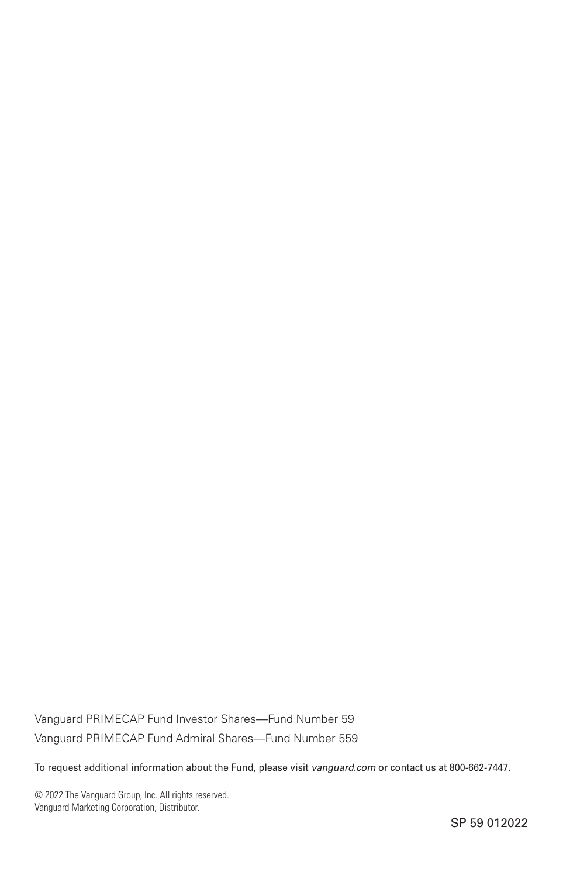Vanguard PRIMECAP Fund Investor Shares—Fund Number 59

Vanguard PRIMECAP Fund Admiral Shares—Fund Number 559

To request additional information about the Fund, please visit *vanguard.com* or contact us at 800-662-7447.

© 2022 The Vanguard Group, Inc. All rights reserved.
Vanguard Marketing Corporation, Distributor.

SP 59 012022